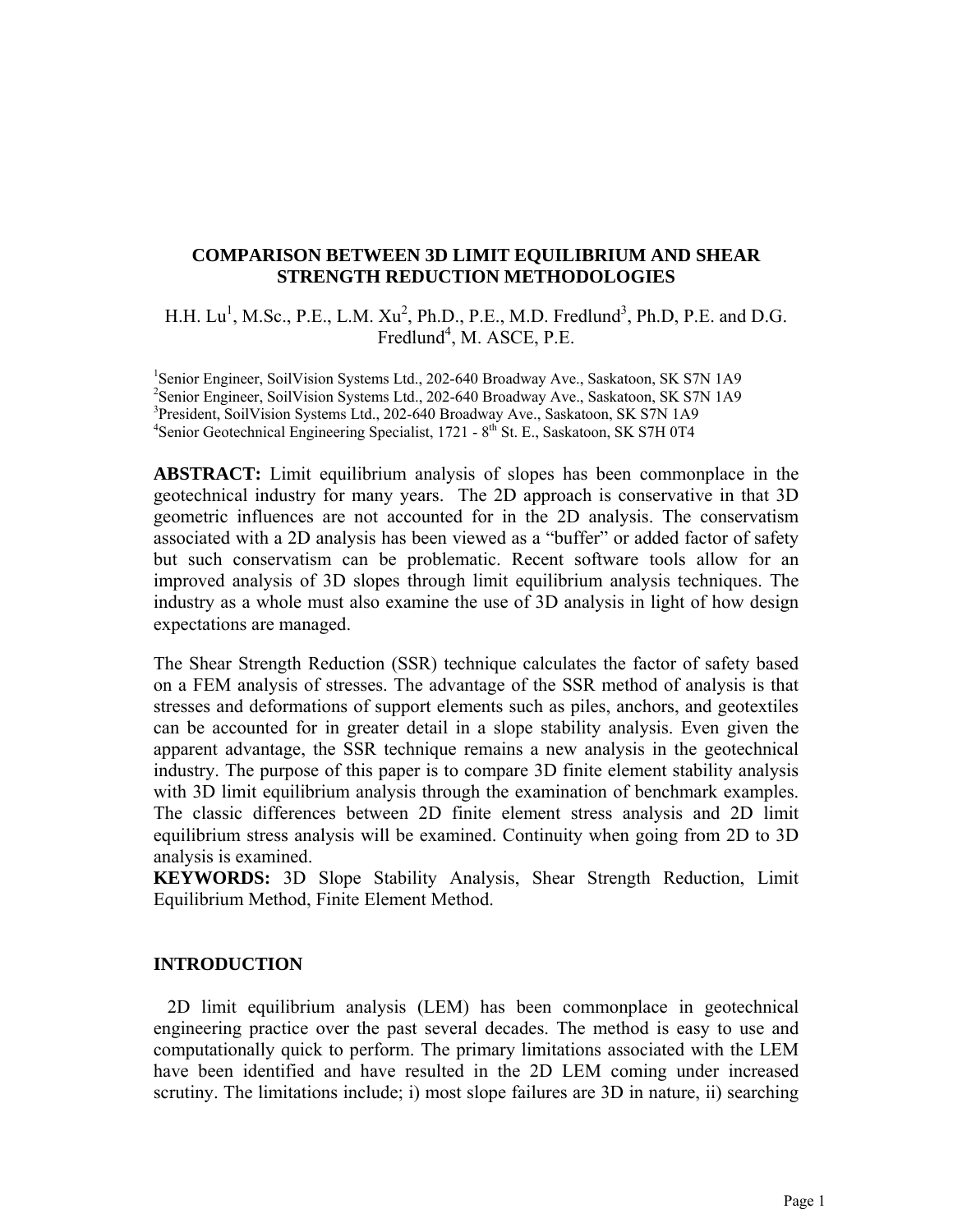# COMPARISON BETWEEN 3D LIMIT EQUILIBRIUM AND SHEAR STRENGTH REDUCTION METHODOLOGIES

H.H. Lu[1], M.Sc., P.E., L.M. Xu[2], Ph.D., P.E., M.D. Fredlund[3], Ph.D, P.E. and D.G. Fredlund[4], M. ASCE, P.E.

[1]Senior Engineer, SoilVision Systems Ltd., 202-640 Broadway Ave., Saskatoon, SK S7N 1A9
[2]Senior Engineer, SoilVision Systems Ltd., 202-640 Broadway Ave., Saskatoon, SK S7N 1A9
[3]President, SoilVision Systems Ltd., 202-640 Broadway Ave., Saskatoon, SK S7N 1A9
[4]Senior Geotechnical Engineering Specialist, 1721 - 8th St. E., Saskatoon, SK S7H 0T4

**ABSTRACT:** Limit equilibrium analysis of slopes has been commonplace in the geotechnical industry for many years. The 2D approach is conservative in that 3D geometric influences are not accounted for in the 2D analysis. The conservatism associated with a 2D analysis has been viewed as a "buffer" or added factor of safety but such conservatism can be problematic. Recent software tools allow for an improved analysis of 3D slopes through limit equilibrium analysis techniques. The industry as a whole must also examine the use of 3D analysis in light of how design expectations are managed.

The Shear Strength Reduction (SSR) technique calculates the factor of safety based on a FEM analysis of stresses. The advantage of the SSR method of analysis is that stresses and deformations of support elements such as piles, anchors, and geotextiles can be accounted for in greater detail in a slope stability analysis. Even given the apparent advantage, the SSR technique remains a new analysis in the geotechnical industry. The purpose of this paper is to compare 3D finite element stability analysis with 3D limit equilibrium analysis through the examination of benchmark examples. The classic differences between 2D finite element stress analysis and 2D limit equilibrium stress analysis will be examined. Continuity when going from 2D to 3D analysis is examined.

**KEYWORDS:** 3D Slope Stability Analysis, Shear Strength Reduction, Limit Equilibrium Method, Finite Element Method.

## INTRODUCTION

2D limit equilibrium analysis (LEM) has been commonplace in geotechnical engineering practice over the past several decades. The method is easy to use and computationally quick to perform. The primary limitations associated with the LEM have been identified and have resulted in the 2D LEM coming under increased scrutiny. The limitations include; i) most slope failures are 3D in nature, ii) searching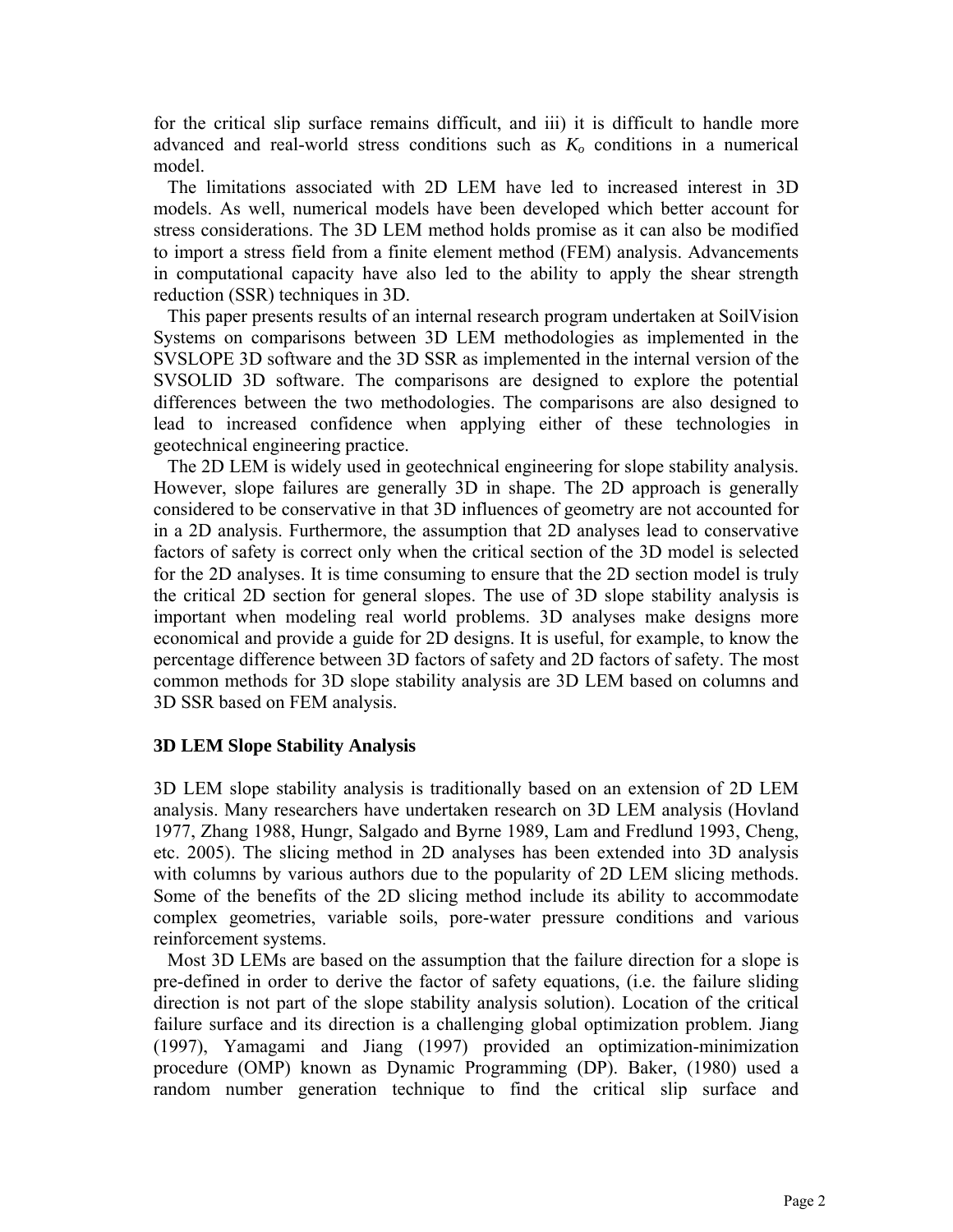for the critical slip surface remains difficult, and iii) it is difficult to handle more advanced and real-world stress conditions such as $K_o$ conditions in a numerical model.

The limitations associated with 2D LEM have led to increased interest in 3D models. As well, numerical models have been developed which better account for stress considerations. The 3D LEM method holds promise as it can also be modified to import a stress field from a finite element method (FEM) analysis. Advancements in computational capacity have also led to the ability to apply the shear strength reduction (SSR) techniques in 3D.

This paper presents results of an internal research program undertaken at SoilVision Systems on comparisons between 3D LEM methodologies as implemented in the SVSLOPE 3D software and the 3D SSR as implemented in the internal version of the SVSOLID 3D software. The comparisons are designed to explore the potential differences between the two methodologies. The comparisons are also designed to lead to increased confidence when applying either of these technologies in geotechnical engineering practice.

The 2D LEM is widely used in geotechnical engineering for slope stability analysis. However, slope failures are generally 3D in shape. The 2D approach is generally considered to be conservative in that 3D influences of geometry are not accounted for in a 2D analysis. Furthermore, the assumption that 2D analyses lead to conservative factors of safety is correct only when the critical section of the 3D model is selected for the 2D analyses. It is time consuming to ensure that the 2D section model is truly the critical 2D section for general slopes. The use of 3D slope stability analysis is important when modeling real world problems. 3D analyses make designs more economical and provide a guide for 2D designs. It is useful, for example, to know the percentage difference between 3D factors of safety and 2D factors of safety. The most common methods for 3D slope stability analysis are 3D LEM based on columns and 3D SSR based on FEM analysis.

### 3D LEM Slope Stability Analysis

3D LEM slope stability analysis is traditionally based on an extension of 2D LEM analysis. Many researchers have undertaken research on 3D LEM analysis (Hovland 1977, Zhang 1988, Hungr, Salgado and Byrne 1989, Lam and Fredlund 1993, Cheng, etc. 2005). The slicing method in 2D analyses has been extended into 3D analysis with columns by various authors due to the popularity of 2D LEM slicing methods. Some of the benefits of the 2D slicing method include its ability to accommodate complex geometries, variable soils, pore-water pressure conditions and various reinforcement systems.

Most 3D LEMs are based on the assumption that the failure direction for a slope is pre-defined in order to derive the factor of safety equations, (i.e. the failure sliding direction is not part of the slope stability analysis solution). Location of the critical failure surface and its direction is a challenging global optimization problem. Jiang (1997), Yamagami and Jiang (1997) provided an optimization-minimization procedure (OMP) known as Dynamic Programming (DP). Baker, (1980) used a random number generation technique to find the critical slip surface and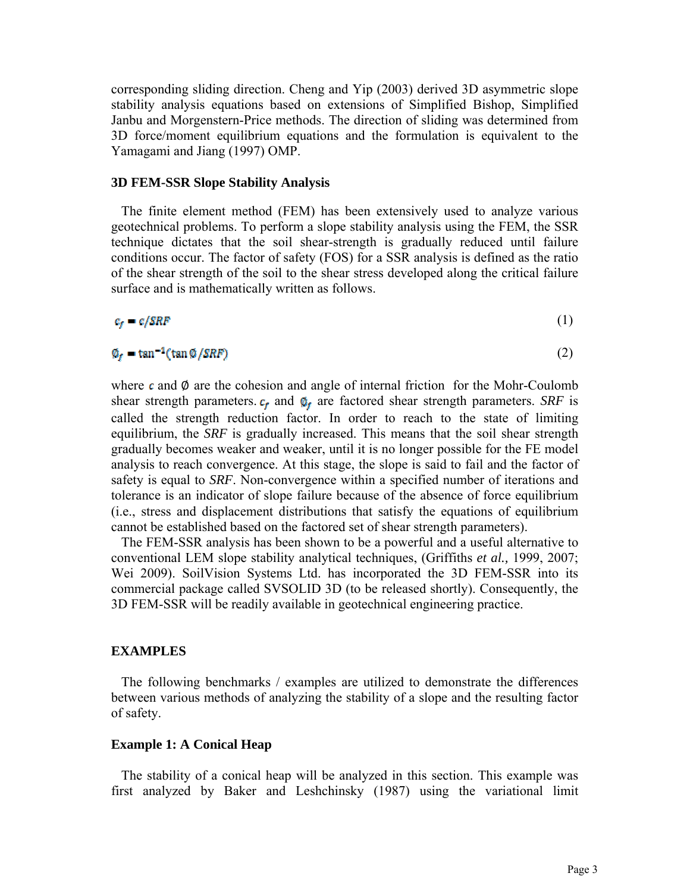corresponding sliding direction. Cheng and Yip (2003) derived 3D asymmetric slope stability analysis equations based on extensions of Simplified Bishop, Simplified Janbu and Morgenstern-Price methods. The direction of sliding was determined from 3D force/moment equilibrium equations and the formulation is equivalent to the Yamagami and Jiang (1997) OMP.

### 3D FEM-SSR Slope Stability Analysis

The finite element method (FEM) has been extensively used to analyze various geotechnical problems. To perform a slope stability analysis using the FEM, the SSR technique dictates that the soil shear-strength is gradually reduced until failure conditions occur. The factor of safety (FOS) for a SSR analysis is defined as the ratio of the shear strength of the soil to the shear stress developed along the critical failure surface and is mathematically written as follows.

$$c_f = c/SRF \tag{1}$$

$$\emptyset_f = \tan^{-1}(\tan\emptyset/SRF) \tag{2}$$

where $c$ and $\emptyset$ are the cohesion and angle of internal friction for the Mohr-Coulomb shear strength parameters. $c_f$ and $\emptyset_f$ are factored shear strength parameters. *SRF* is called the strength reduction factor. In order to reach to the state of limiting equilibrium, the *SRF* is gradually increased. This means that the soil shear strength gradually becomes weaker and weaker, until it is no longer possible for the FE model analysis to reach convergence. At this stage, the slope is said to fail and the factor of safety is equal to *SRF*. Non-convergence within a specified number of iterations and tolerance is an indicator of slope failure because of the absence of force equilibrium (i.e., stress and displacement distributions that satisfy the equations of equilibrium cannot be established based on the factored set of shear strength parameters).

The FEM-SSR analysis has been shown to be a powerful and a useful alternative to conventional LEM slope stability analytical techniques, (Griffiths *et al.,* 1999, 2007; Wei 2009). SoilVision Systems Ltd. has incorporated the 3D FEM-SSR into its commercial package called SVSOLID 3D (to be released shortly). Consequently, the 3D FEM-SSR will be readily available in geotechnical engineering practice.

## EXAMPLES

The following benchmarks / examples are utilized to demonstrate the differences between various methods of analyzing the stability of a slope and the resulting factor of safety.

### Example 1: A Conical Heap

The stability of a conical heap will be analyzed in this section. This example was first analyzed by Baker and Leshchinsky (1987) using the variational limit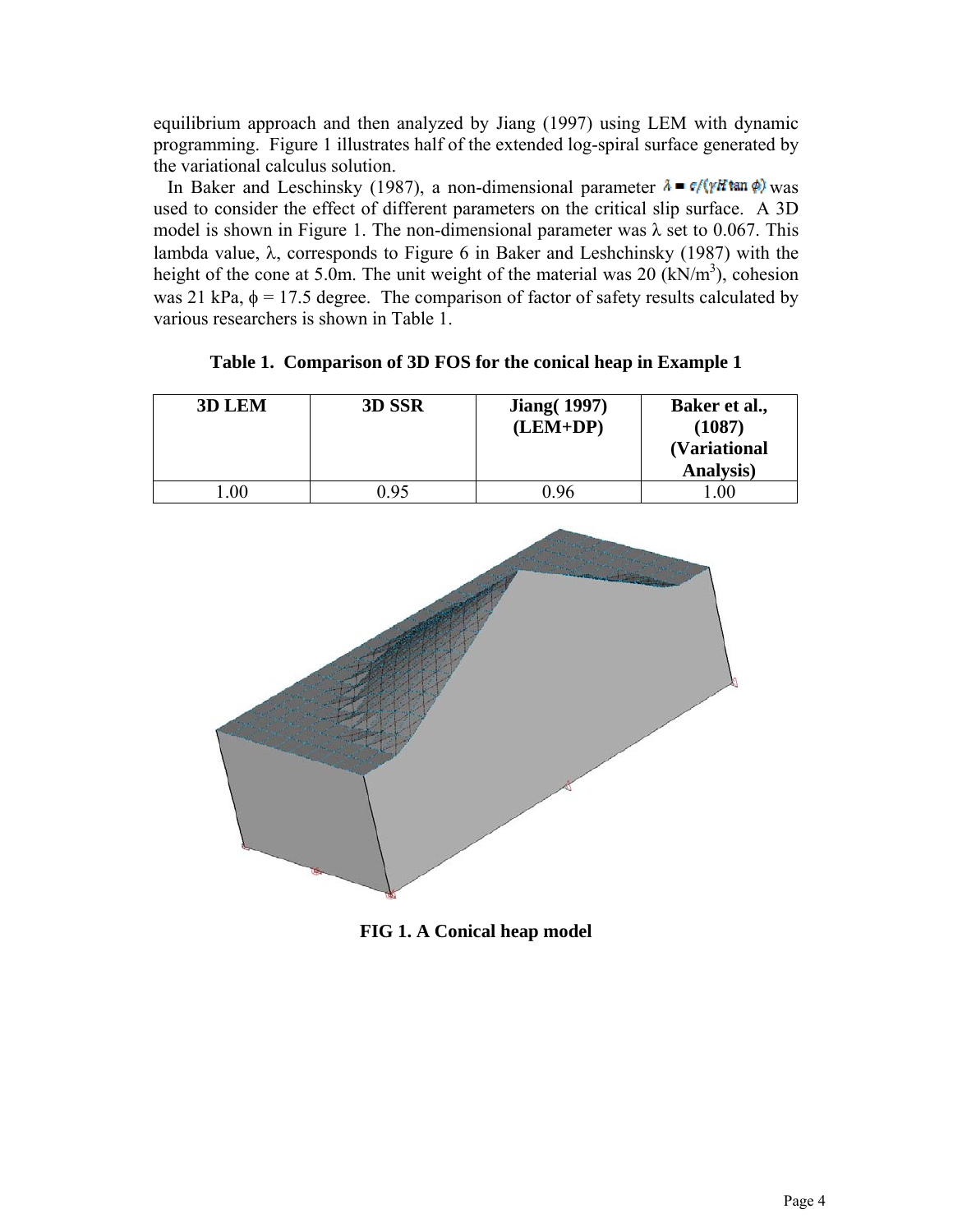equilibrium approach and then analyzed by Jiang (1997) using LEM with dynamic programming. Figure 1 illustrates half of the extended log-spiral surface generated by the variational calculus solution.

In Baker and Leschinsky (1987), a non-dimensional parameter $\lambda = c/(\gamma H \tan \phi)$ was used to consider the effect of different parameters on the critical slip surface. A 3D model is shown in Figure 1. The non-dimensional parameter was λ set to 0.067. This lambda value, λ, corresponds to Figure 6 in Baker and Leshchinsky (1987) with the height of the cone at 5.0m. The unit weight of the material was 20 (kN/m$^3$), cohesion was 21 kPa, $\phi$ = 17.5 degree. The comparison of factor of safety results calculated by various researchers is shown in Table 1.

**Table 1. Comparison of 3D FOS for the conical heap in Example 1**

| 3D LEM | 3D SSR | Jiang( 1997) (LEM+DP) | Baker et al., (1087) (Variational Analysis) |
|---|---|---|---|
| 1.00 | 0.95 | 0.96 | 1.00 |

**FIG 1. A Conical heap model**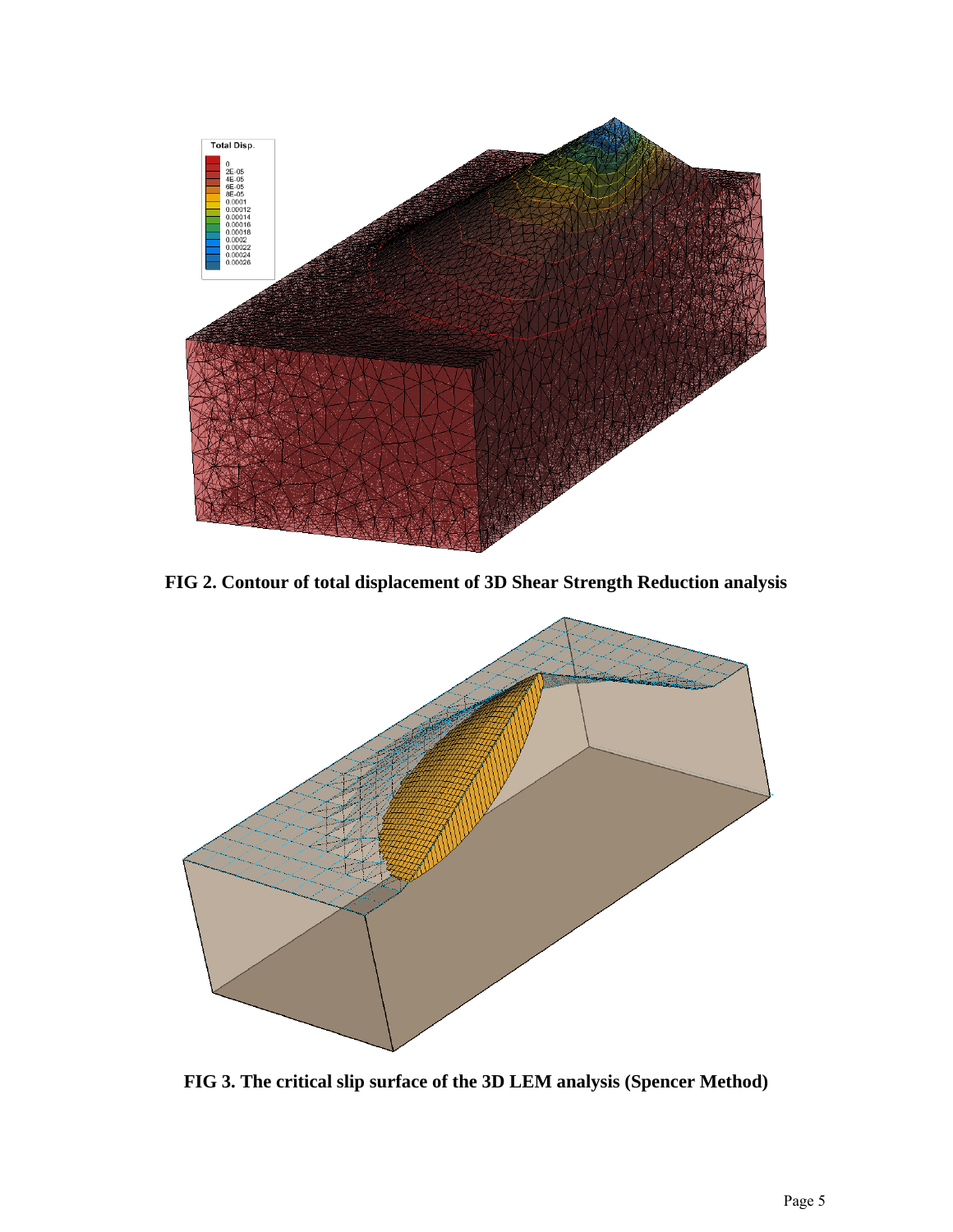**FIG 2. Contour of total displacement of 3D Shear Strength Reduction analysis**

**FIG 3. The critical slip surface of the 3D LEM analysis (Spencer Method)**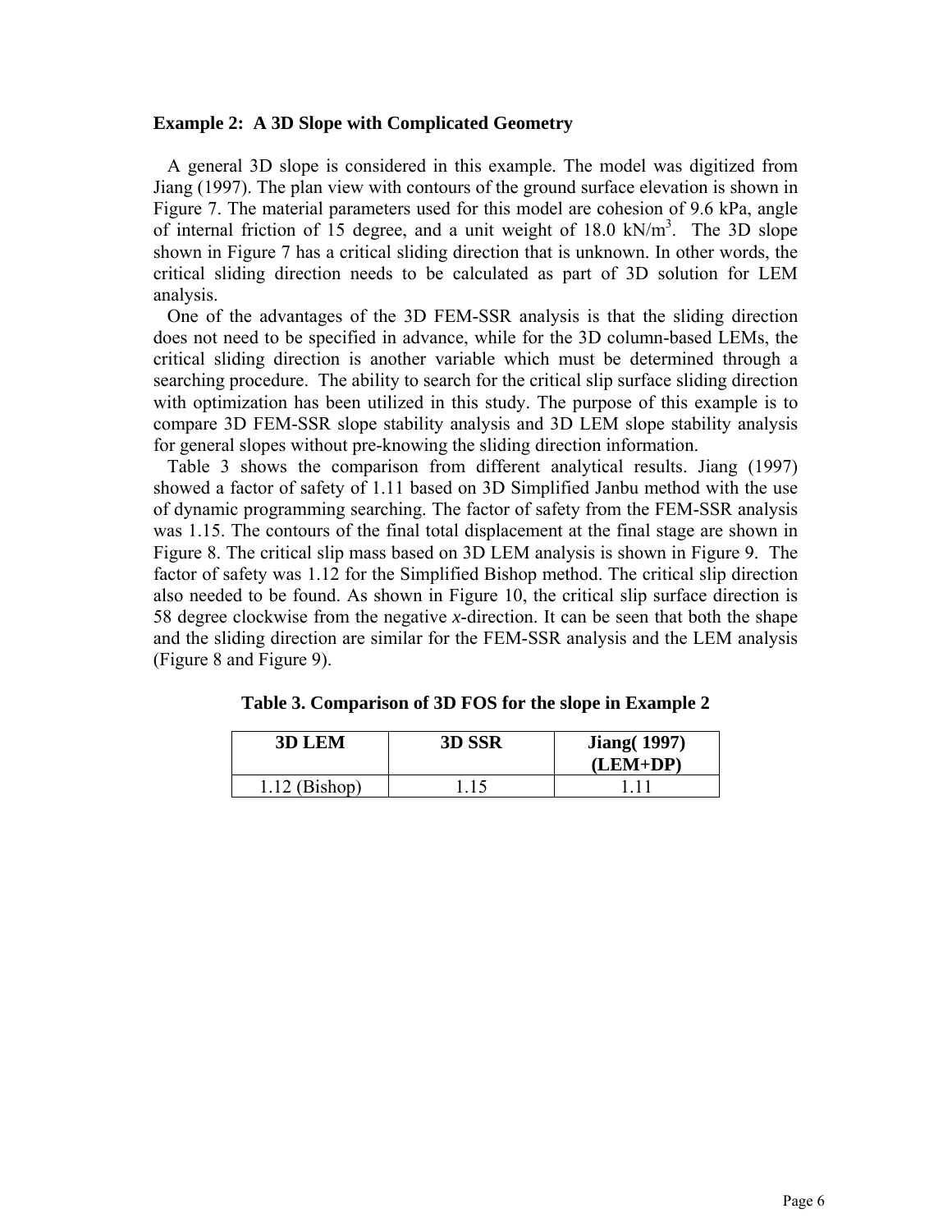**Example 2: A 3D Slope with Complicated Geometry**

A general 3D slope is considered in this example. The model was digitized from Jiang (1997). The plan view with contours of the ground surface elevation is shown in Figure 7. The material parameters used for this model are cohesion of 9.6 kPa, angle of internal friction of 15 degree, and a unit weight of 18.0 $kN/m^3$. The 3D slope shown in Figure 7 has a critical sliding direction that is unknown. In other words, the critical sliding direction needs to be calculated as part of 3D solution for LEM analysis.

One of the advantages of the 3D FEM-SSR analysis is that the sliding direction does not need to be specified in advance, while for the 3D column-based LEMs, the critical sliding direction is another variable which must be determined through a searching procedure. The ability to search for the critical slip surface sliding direction with optimization has been utilized in this study. The purpose of this example is to compare 3D FEM-SSR slope stability analysis and 3D LEM slope stability analysis for general slopes without pre-knowing the sliding direction information.

Table 3 shows the comparison from different analytical results. Jiang (1997) showed a factor of safety of 1.11 based on 3D Simplified Janbu method with the use of dynamic programming searching. The factor of safety from the FEM-SSR analysis was 1.15. The contours of the final total displacement at the final stage are shown in Figure 8. The critical slip mass based on 3D LEM analysis is shown in Figure 9. The factor of safety was 1.12 for the Simplified Bishop method. The critical slip direction also needed to be found. As shown in Figure 10, the critical slip surface direction is 58 degree clockwise from the negative *x*-direction. It can be seen that both the shape and the sliding direction are similar for the FEM-SSR analysis and the LEM analysis (Figure 8 and Figure 9).

**Table 3. Comparison of 3D FOS for the slope in Example 2**

| 3D LEM | 3D SSR | Jiang( 1997) (LEM+DP) |
|---|---|---|
| 1.12 (Bishop) | 1.15 | 1.11 |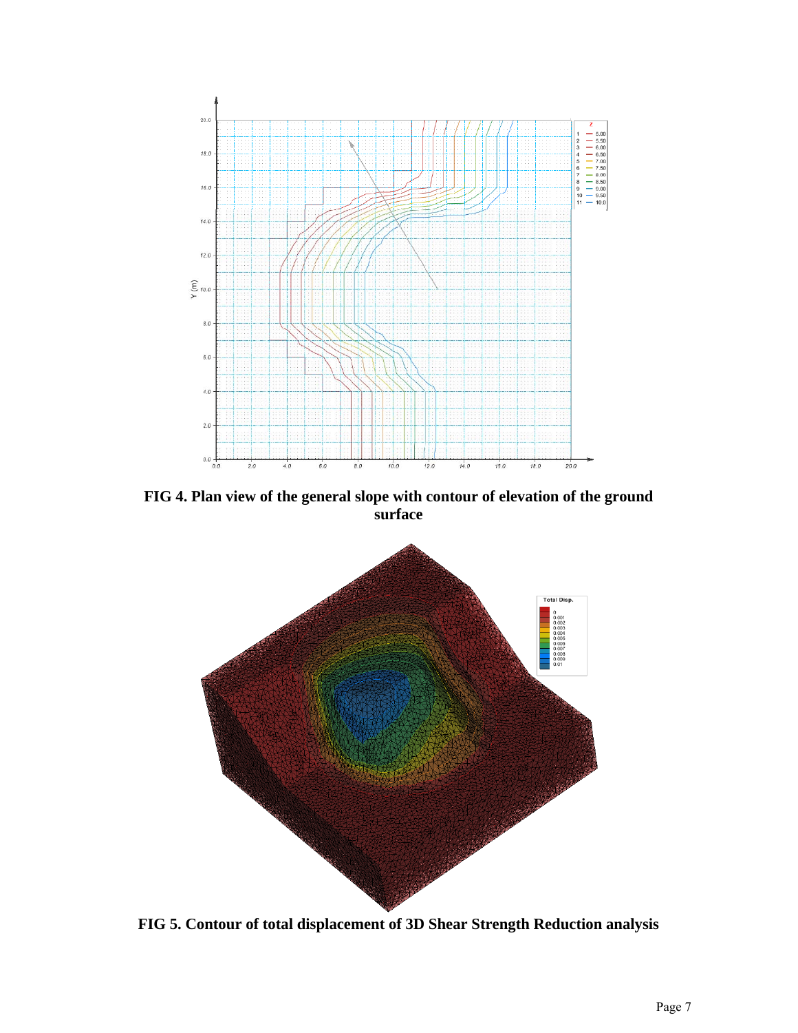**FIG 4. Plan view of the general slope with contour of elevation of the ground surface**

**FIG 5. Contour of total displacement of 3D Shear Strength Reduction analysis**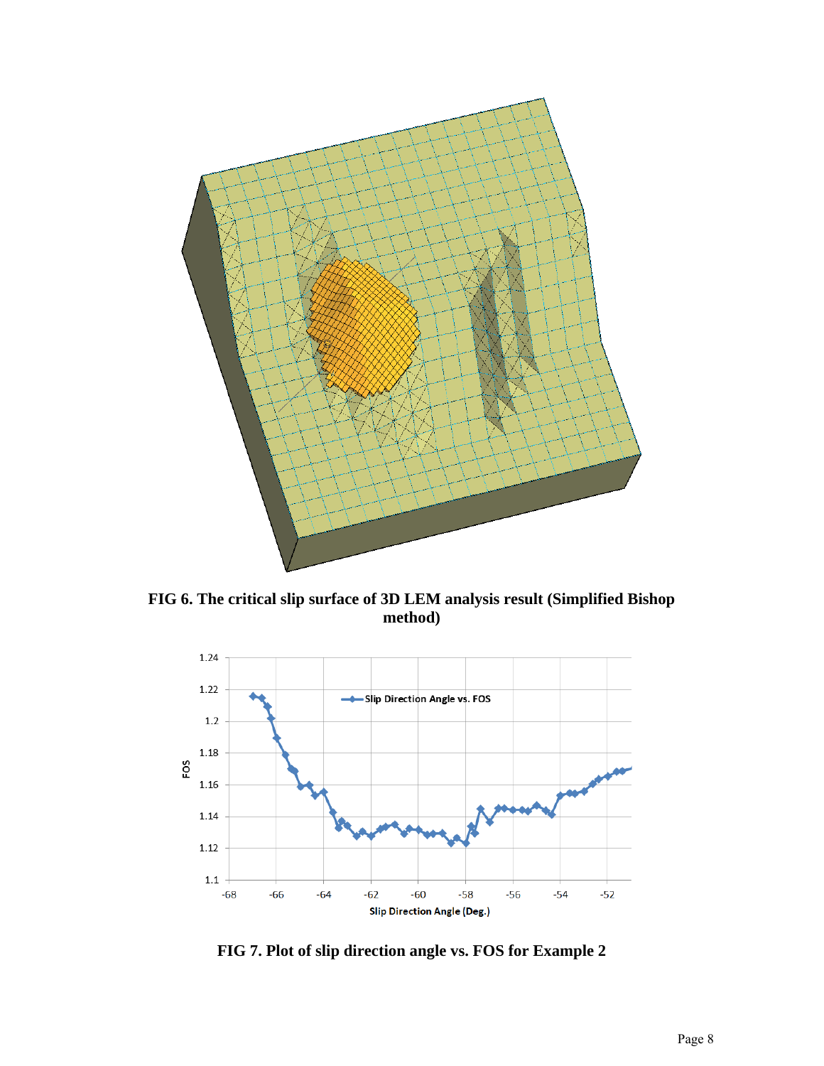**FIG 6. The critical slip surface of 3D LEM analysis result (Simplified Bishop method)**

**FIG 7. Plot of slip direction angle vs. FOS for Example 2**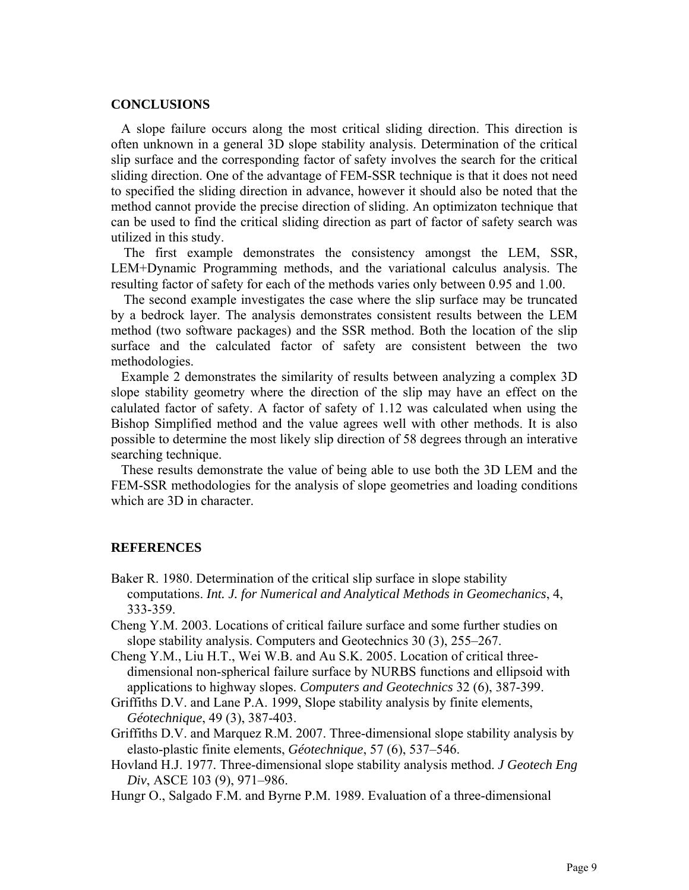## CONCLUSIONS

A slope failure occurs along the most critical sliding direction. This direction is often unknown in a general 3D slope stability analysis. Determination of the critical slip surface and the corresponding factor of safety involves the search for the critical sliding direction. One of the advantage of FEM-SSR technique is that it does not need to specified the sliding direction in advance, however it should also be noted that the method cannot provide the precise direction of sliding. An optimizaton technique that can be used to find the critical sliding direction as part of factor of safety search was utilized in this study.

The first example demonstrates the consistency amongst the LEM, SSR, LEM+Dynamic Programming methods, and the variational calculus analysis. The resulting factor of safety for each of the methods varies only between 0.95 and 1.00.

The second example investigates the case where the slip surface may be truncated by a bedrock layer. The analysis demonstrates consistent results between the LEM method (two software packages) and the SSR method. Both the location of the slip surface and the calculated factor of safety are consistent between the two methodologies.

Example 2 demonstrates the similarity of results between analyzing a complex 3D slope stability geometry where the direction of the slip may have an effect on the calulated factor of safety. A factor of safety of 1.12 was calculated when using the Bishop Simplified method and the value agrees well with other methods. It is also possible to determine the most likely slip direction of 58 degrees through an interative searching technique.

These results demonstrate the value of being able to use both the 3D LEM and the FEM-SSR methodologies for the analysis of slope geometries and loading conditions which are 3D in character.

## REFERENCES

Baker R. 1980. Determination of the critical slip surface in slope stability computations. *Int. J. for Numerical and Analytical Methods in Geomechanics*, 4, 333-359.

Cheng Y.M. 2003. Locations of critical failure surface and some further studies on slope stability analysis. Computers and Geotechnics 30 (3), 255–267.

Cheng Y.M., Liu H.T., Wei W.B. and Au S.K. 2005. Location of critical three-dimensional non-spherical failure surface by NURBS functions and ellipsoid with applications to highway slopes. *Computers and Geotechnics* 32 (6), 387-399.

Griffiths D.V. and Lane P.A. 1999, Slope stability analysis by finite elements, *Géotechnique*, 49 (3), 387-403.

Griffiths D.V. and Marquez R.M. 2007. Three-dimensional slope stability analysis by elasto-plastic finite elements, *Géotechnique*, 57 (6), 537–546.

Hovland H.J. 1977. Three-dimensional slope stability analysis method. *J Geotech Eng Div*, ASCE 103 (9), 971–986.

Hungr O., Salgado F.M. and Byrne P.M. 1989. Evaluation of a three-dimensional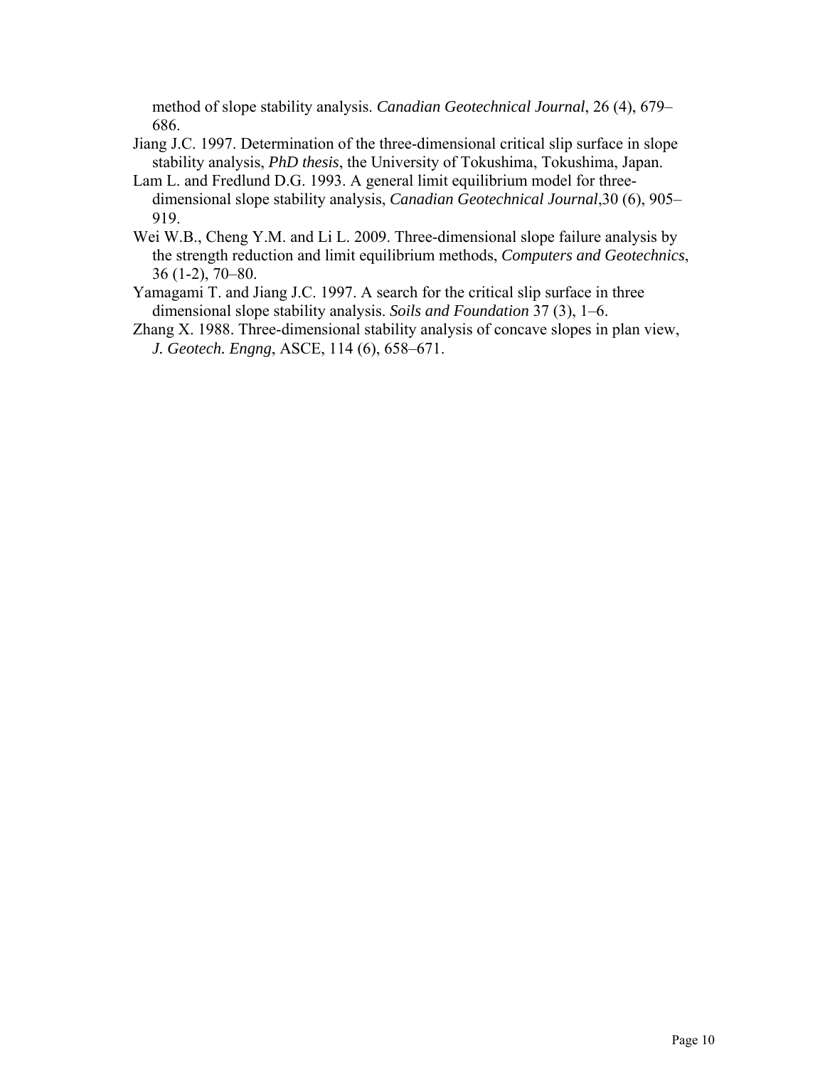method of slope stability analysis. *Canadian Geotechnical Journal*, 26 (4), 679–686.

Jiang J.C. 1997. Determination of the three-dimensional critical slip surface in slope stability analysis, *PhD thesis*, the University of Tokushima, Tokushima, Japan.

Lam L. and Fredlund D.G. 1993. A general limit equilibrium model for three-dimensional slope stability analysis, *Canadian Geotechnical Journal*,30 (6), 905–919.

Wei W.B., Cheng Y.M. and Li L. 2009. Three-dimensional slope failure analysis by the strength reduction and limit equilibrium methods, *Computers and Geotechnics*, 36 (1-2), 70–80.

Yamagami T. and Jiang J.C. 1997. A search for the critical slip surface in three dimensional slope stability analysis. *Soils and Foundation* 37 (3), 1–6.

Zhang X. 1988. Three-dimensional stability analysis of concave slopes in plan view, *J. Geotech. Engng*, ASCE, 114 (6), 658–671.